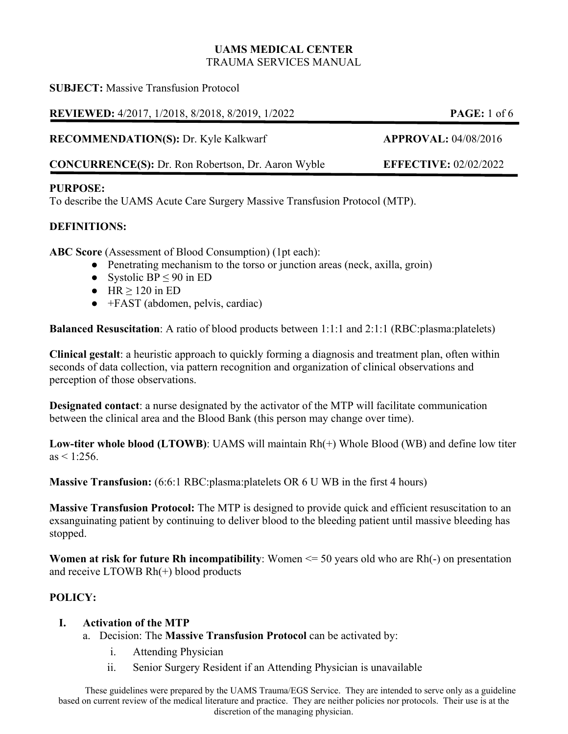**UAMS MEDICAL CENTER**
TRAUMA SERVICES MANUAL

**SUBJECT:** Massive Transfusion Protocol

**REVIEWED:** 4/2017, 1/2018, 8/2018, 8/2019, 1/2022

**RECOMMENDATION(S):** Dr. Kyle Kalkwarf **APPROVAL:** 04/08/2016

**CONCURRENCE(S):** Dr. Ron Robertson, Dr. Aaron Wyble **EFFECTIVE:** 02/02/2022

**PURPOSE:**
To describe the UAMS Acute Care Surgery Massive Transfusion Protocol (MTP).

**DEFINITIONS:**

**ABC Score** (Assessment of Blood Consumption) (1pt each):

- Penetrating mechanism to the torso or junction areas (neck, axilla, groin)
- Systolic BP ≤ 90 in ED
- HR ≥ 120 in ED
- +FAST (abdomen, pelvis, cardiac)

**Balanced Resuscitation**: A ratio of blood products between 1:1:1 and 2:1:1 (RBC:plasma:platelets)

**Clinical gestalt**: a heuristic approach to quickly forming a diagnosis and treatment plan, often within seconds of data collection, via pattern recognition and organization of clinical observations and perception of those observations.

**Designated contact**: a nurse designated by the activator of the MTP will facilitate communication between the clinical area and the Blood Bank (this person may change over time).

**Low-titer whole blood (LTOWB)**: UAMS will maintain Rh(+) Whole Blood (WB) and define low titer as < 1:256.

**Massive Transfusion:** (6:6:1 RBC:plasma:platelets OR 6 U WB in the first 4 hours)

**Massive Transfusion Protocol:** The MTP is designed to provide quick and efficient resuscitation to an exsanguinating patient by continuing to deliver blood to the bleeding patient until massive bleeding has stopped.

**Women at risk for future Rh incompatibility**: Women <= 50 years old who are Rh(-) on presentation and receive LTOWB Rh(+) blood products

**POLICY:**

**I. Activation of the MTP**

a. Decision: The **Massive Transfusion Protocol** can be activated by:

i. Attending Physician

ii. Senior Surgery Resident if an Attending Physician is unavailable

These guidelines were prepared by the UAMS Trauma/EGS Service. They are intended to serve only as a guideline based on current review of the medical literature and practice. They are neither policies nor protocols. Their use is at the discretion of the managing physician.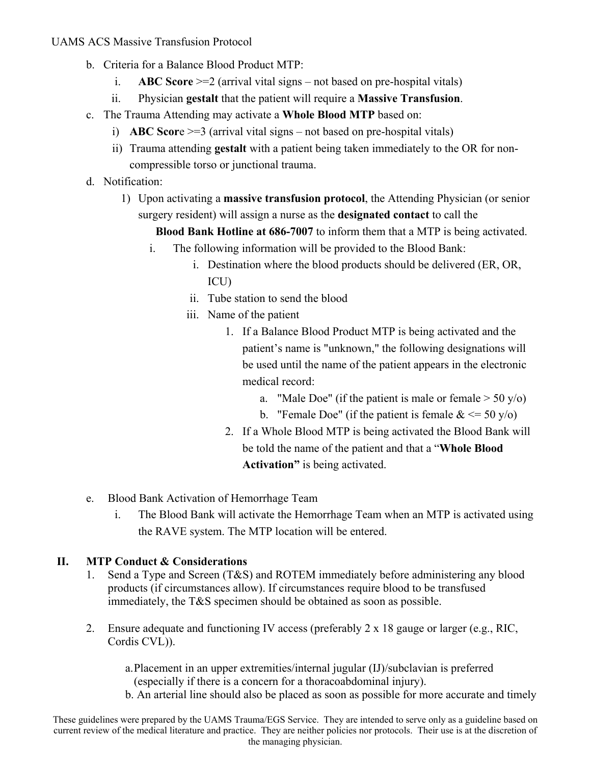b. Criteria for a Balance Blood Product MTP:
   i. **ABC Score** >=2 (arrival vital signs – not based on pre-hospital vitals)
   ii. Physician **gestalt** that the patient will require a **Massive Transfusion**.

c. The Trauma Attending may activate a **Whole Blood MTP** based on:
   i) **ABC Scor**e >=3 (arrival vital signs – not based on pre-hospital vitals)
   ii) Trauma attending **gestalt** with a patient being taken immediately to the OR for non-compressible torso or junctional trauma.

d. Notification:
   1) Upon activating a **massive transfusion protocol**, the Attending Physician (or senior surgery resident) will assign a nurse as the **designated contact** to call the **Blood Bank Hotline at 686-7007** to inform them that a MTP is being activated.
      i. The following information will be provided to the Blood Bank:
         i. Destination where the blood products should be delivered (ER, OR, ICU)
         ii. Tube station to send the blood
         iii. Name of the patient
            1. If a Balance Blood Product MTP is being activated and the patient's name is "unknown," the following designations will be used until the name of the patient appears in the electronic medical record:
               a. "Male Doe" (if the patient is male or female > 50 y/o)
               b. "Female Doe" (if the patient is female & <= 50 y/o)
            2. If a Whole Blood MTP is being activated the Blood Bank will be told the name of the patient and that a "**Whole Blood Activation"** is being activated.

e. Blood Bank Activation of Hemorrhage Team
   i. The Blood Bank will activate the Hemorrhage Team when an MTP is activated using the RAVE system. The MTP location will be entered.

## II. MTP Conduct & Considerations

1. Send a Type and Screen (T&S) and ROTEM immediately before administering any blood products (if circumstances allow). If circumstances require blood to be transfused immediately, the T&S specimen should be obtained as soon as possible.

2. Ensure adequate and functioning IV access (preferably 2 x 18 gauge or larger (e.g., RIC, Cordis CVL)).

   a. Placement in an upper extremities/internal jugular (IJ)/subclavian is preferred (especially if there is a concern for a thoracoabdominal injury).
   b. An arterial line should also be placed as soon as possible for more accurate and timely

These guidelines were prepared by the UAMS Trauma/EGS Service. They are intended to serve only as a guideline based on current review of the medical literature and practice. They are neither policies nor protocols. Their use is at the discretion of the managing physician.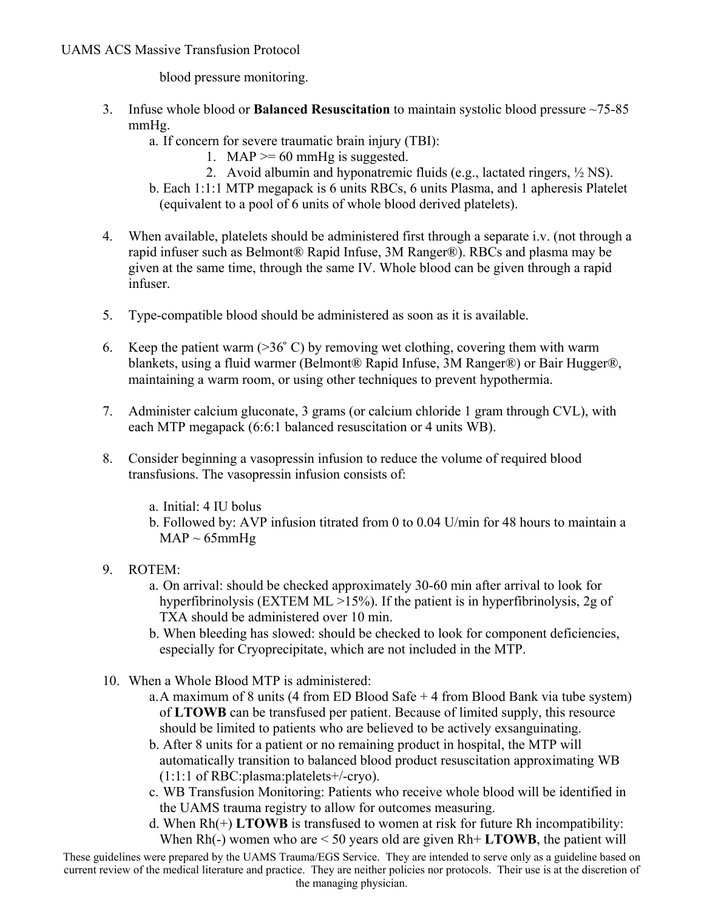blood pressure monitoring.

3. Infuse whole blood or **Balanced Resuscitation** to maintain systolic blood pressure ~75-85 mmHg.
    a. If concern for severe traumatic brain injury (TBI):
        1. MAP >= 60 mmHg is suggested.
        2. Avoid albumin and hyponatremic fluids (e.g., lactated ringers, ½ NS).
    b. Each 1:1:1 MTP megapack is 6 units RBCs, 6 units Plasma, and 1 apheresis Platelet (equivalent to a pool of 6 units of whole blood derived platelets).

4. When available, platelets should be administered first through a separate i.v. (not through a rapid infuser such as Belmont® Rapid Infuse, 3M Ranger®). RBCs and plasma may be given at the same time, through the same IV. Whole blood can be given through a rapid infuser.

5. Type-compatible blood should be administered as soon as it is available.

6. Keep the patient warm (>36° C) by removing wet clothing, covering them with warm blankets, using a fluid warmer (Belmont® Rapid Infuse, 3M Ranger®) or Bair Hugger®, maintaining a warm room, or using other techniques to prevent hypothermia.

7. Administer calcium gluconate, 3 grams (or calcium chloride 1 gram through CVL), with each MTP megapack (6:6:1 balanced resuscitation or 4 units WB).

8. Consider beginning a vasopressin infusion to reduce the volume of required blood transfusions. The vasopressin infusion consists of:

    a. Initial: 4 IU bolus
    b. Followed by: AVP infusion titrated from 0 to 0.04 U/min for 48 hours to maintain a MAP ~ 65mmHg

9. ROTEM:
    a. On arrival: should be checked approximately 30-60 min after arrival to look for hyperfibrinolysis (EXTEM ML >15%). If the patient is in hyperfibrinolysis, 2g of TXA should be administered over 10 min.
    b. When bleeding has slowed: should be checked to look for component deficiencies, especially for Cryoprecipitate, which are not included in the MTP.

10. When a Whole Blood MTP is administered:
    a. A maximum of 8 units (4 from ED Blood Safe + 4 from Blood Bank via tube system) of **LTOWB** can be transfused per patient. Because of limited supply, this resource should be limited to patients who are believed to be actively exsanguinating.
    b. After 8 units for a patient or no remaining product in hospital, the MTP will automatically transition to balanced blood product resuscitation approximating WB (1:1:1 of RBC:plasma:platelets+/-cryo).
    c. WB Transfusion Monitoring: Patients who receive whole blood will be identified in the UAMS trauma registry to allow for outcomes measuring.
    d. When Rh(+) **LTOWB** is transfused to women at risk for future Rh incompatibility: When Rh(-) women who are < 50 years old are given Rh+ **LTOWB**, the patient will

These guidelines were prepared by the UAMS Trauma/EGS Service. They are intended to serve only as a guideline based on current review of the medical literature and practice. They are neither policies nor protocols. Their use is at the discretion of the managing physician.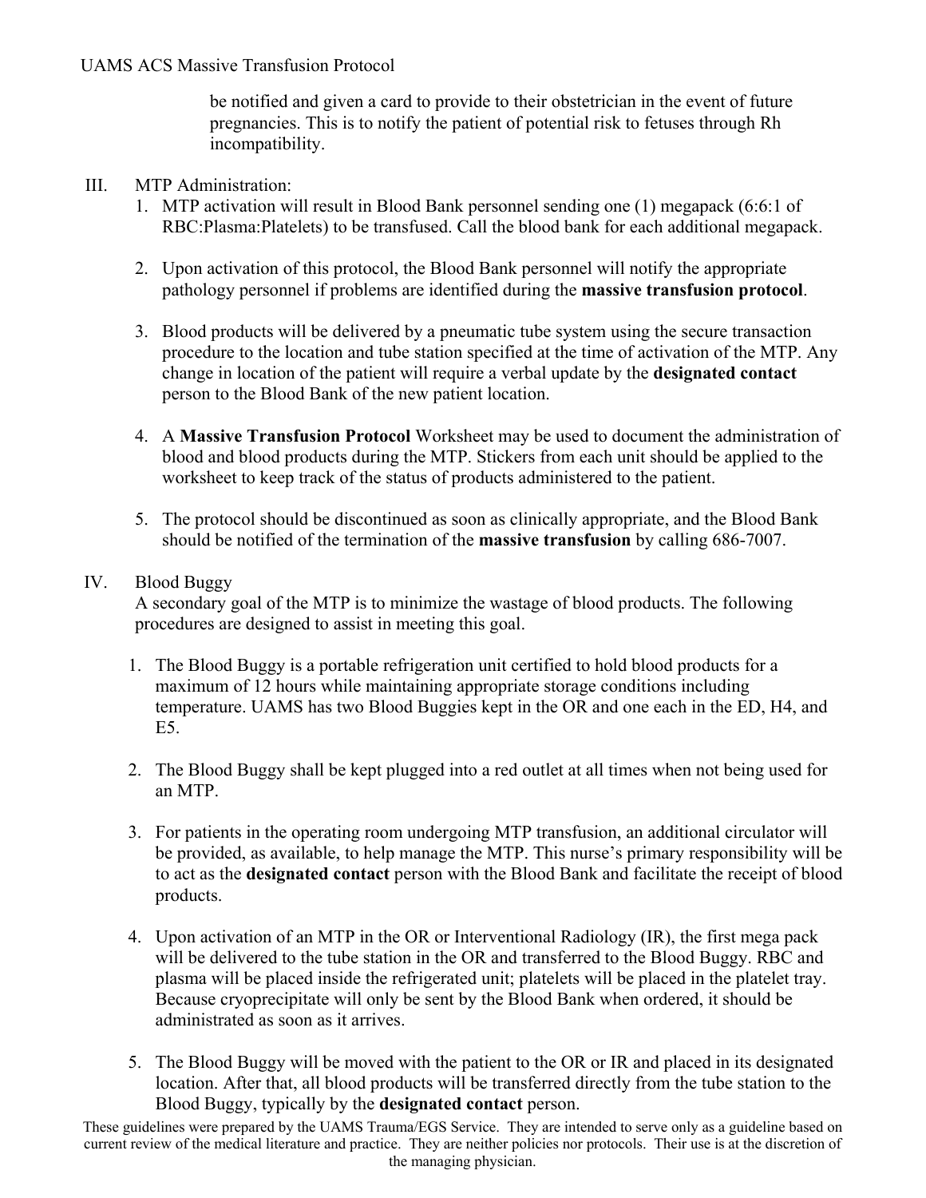be notified and given a card to provide to their obstetrician in the event of future pregnancies. This is to notify the patient of potential risk to fetuses through Rh incompatibility.

III. MTP Administration:

1. MTP activation will result in Blood Bank personnel sending one (1) megapack (6:6:1 of RBC:Plasma:Platelets) to be transfused. Call the blood bank for each additional megapack.

2. Upon activation of this protocol, the Blood Bank personnel will notify the appropriate pathology personnel if problems are identified during the **massive transfusion protocol**.

3. Blood products will be delivered by a pneumatic tube system using the secure transaction procedure to the location and tube station specified at the time of activation of the MTP. Any change in location of the patient will require a verbal update by the **designated contact** person to the Blood Bank of the new patient location.

4. A **Massive Transfusion Protocol** Worksheet may be used to document the administration of blood and blood products during the MTP. Stickers from each unit should be applied to the worksheet to keep track of the status of products administered to the patient.

5. The protocol should be discontinued as soon as clinically appropriate, and the Blood Bank should be notified of the termination of the **massive transfusion** by calling 686-7007.

IV. Blood Buggy

A secondary goal of the MTP is to minimize the wastage of blood products. The following procedures are designed to assist in meeting this goal.

1. The Blood Buggy is a portable refrigeration unit certified to hold blood products for a maximum of 12 hours while maintaining appropriate storage conditions including temperature. UAMS has two Blood Buggies kept in the OR and one each in the ED, H4, and E5.

2. The Blood Buggy shall be kept plugged into a red outlet at all times when not being used for an MTP.

3. For patients in the operating room undergoing MTP transfusion, an additional circulator will be provided, as available, to help manage the MTP. This nurse's primary responsibility will be to act as the **designated contact** person with the Blood Bank and facilitate the receipt of blood products.

4. Upon activation of an MTP in the OR or Interventional Radiology (IR), the first mega pack will be delivered to the tube station in the OR and transferred to the Blood Buggy. RBC and plasma will be placed inside the refrigerated unit; platelets will be placed in the platelet tray. Because cryoprecipitate will only be sent by the Blood Bank when ordered, it should be administrated as soon as it arrives.

5. The Blood Buggy will be moved with the patient to the OR or IR and placed in its designated location. After that, all blood products will be transferred directly from the tube station to the Blood Buggy, typically by the **designated contact** person.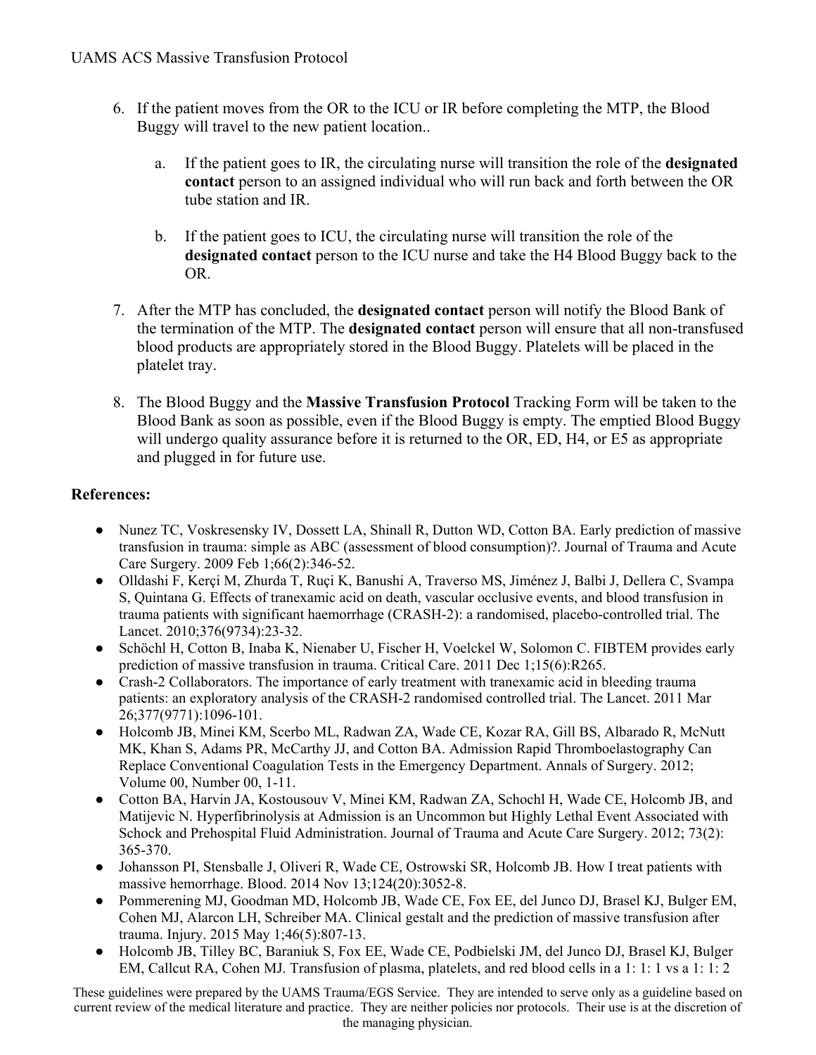6. If the patient moves from the OR to the ICU or IR before completing the MTP, the Blood Buggy will travel to the new patient location..

    a. If the patient goes to IR, the circulating nurse will transition the role of the **designated contact** person to an assigned individual who will run back and forth between the OR tube station and IR.

    b. If the patient goes to ICU, the circulating nurse will transition the role of the **designated contact** person to the ICU nurse and take the H4 Blood Buggy back to the OR.

7. After the MTP has concluded, the **designated contact** person will notify the Blood Bank of the termination of the MTP. The **designated contact** person will ensure that all non-transfused blood products are appropriately stored in the Blood Buggy. Platelets will be placed in the platelet tray.

8. The Blood Buggy and the **Massive Transfusion Protocol** Tracking Form will be taken to the Blood Bank as soon as possible, even if the Blood Buggy is empty. The emptied Blood Buggy will undergo quality assurance before it is returned to the OR, ED, H4, or E5 as appropriate and plugged in for future use.

**References:**

- Nunez TC, Voskresensky IV, Dossett LA, Shinall R, Dutton WD, Cotton BA. Early prediction of massive transfusion in trauma: simple as ABC (assessment of blood consumption)?. Journal of Trauma and Acute Care Surgery. 2009 Feb 1;66(2):346-52.
- Olldashi F, Kerçi M, Zhurda T, Ruçi K, Banushi A, Traverso MS, Jiménez J, Balbi J, Dellera C, Svampa S, Quintana G. Effects of tranexamic acid on death, vascular occlusive events, and blood transfusion in trauma patients with significant haemorrhage (CRASH-2): a randomised, placebo-controlled trial. The Lancet. 2010;376(9734):23-32.
- Schöchl H, Cotton B, Inaba K, Nienaber U, Fischer H, Voelckel W, Solomon C. FIBTEM provides early prediction of massive transfusion in trauma. Critical Care. 2011 Dec 1;15(6):R265.
- Crash-2 Collaborators. The importance of early treatment with tranexamic acid in bleeding trauma patients: an exploratory analysis of the CRASH-2 randomised controlled trial. The Lancet. 2011 Mar 26;377(9771):1096-101.
- Holcomb JB, Minei KM, Scerbo ML, Radwan ZA, Wade CE, Kozar RA, Gill BS, Albarado R, McNutt MK, Khan S, Adams PR, McCarthy JJ, and Cotton BA. Admission Rapid Thromboelastography Can Replace Conventional Coagulation Tests in the Emergency Department. Annals of Surgery. 2012; Volume 00, Number 00, 1-11.
- Cotton BA, Harvin JA, Kostousouv V, Minei KM, Radwan ZA, Schochl H, Wade CE, Holcomb JB, and Matijevic N. Hyperfibrinolysis at Admission is an Uncommon but Highly Lethal Event Associated with Schock and Prehospital Fluid Administration. Journal of Trauma and Acute Care Surgery. 2012; 73(2): 365-370.
- Johansson PI, Stensballe J, Oliveri R, Wade CE, Ostrowski SR, Holcomb JB. How I treat patients with massive hemorrhage. Blood. 2014 Nov 13;124(20):3052-8.
- Pommerening MJ, Goodman MD, Holcomb JB, Wade CE, Fox EE, del Junco DJ, Brasel KJ, Bulger EM, Cohen MJ, Alarcon LH, Schreiber MA. Clinical gestalt and the prediction of massive transfusion after trauma. Injury. 2015 May 1;46(5):807-13.
- Holcomb JB, Tilley BC, Baraniuk S, Fox EE, Wade CE, Podbielski JM, del Junco DJ, Brasel KJ, Bulger EM, Callcut RA, Cohen MJ. Transfusion of plasma, platelets, and red blood cells in a 1: 1: 1 vs a 1: 1: 2

These guidelines were prepared by the UAMS Trauma/EGS Service. They are intended to serve only as a guideline based on current review of the medical literature and practice. They are neither policies nor protocols. Their use is at the discretion of the managing physician.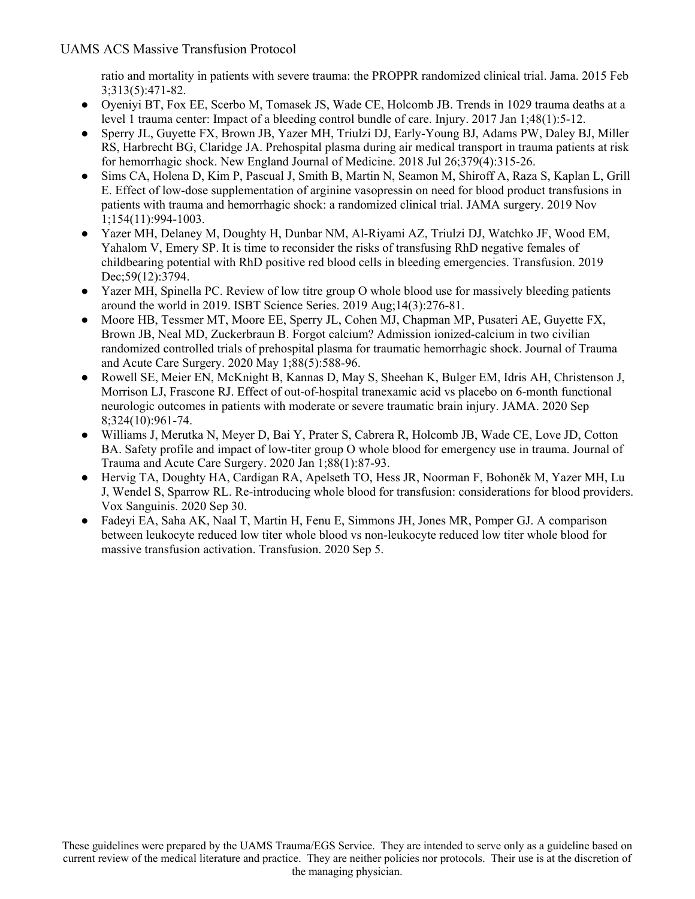ratio and mortality in patients with severe trauma: the PROPPR randomized clinical trial. Jama. 2015 Feb 3;313(5):471-82.

- Oyeniyi BT, Fox EE, Scerbo M, Tomasek JS, Wade CE, Holcomb JB. Trends in 1029 trauma deaths at a level 1 trauma center: Impact of a bleeding control bundle of care. Injury. 2017 Jan 1;48(1):5-12.
- Sperry JL, Guyette FX, Brown JB, Yazer MH, Triulzi DJ, Early-Young BJ, Adams PW, Daley BJ, Miller RS, Harbrecht BG, Claridge JA. Prehospital plasma during air medical transport in trauma patients at risk for hemorrhagic shock. New England Journal of Medicine. 2018 Jul 26;379(4):315-26.
- Sims CA, Holena D, Kim P, Pascual J, Smith B, Martin N, Seamon M, Shiroff A, Raza S, Kaplan L, Grill E. Effect of low-dose supplementation of arginine vasopressin on need for blood product transfusions in patients with trauma and hemorrhagic shock: a randomized clinical trial. JAMA surgery. 2019 Nov 1;154(11):994-1003.
- Yazer MH, Delaney M, Doughty H, Dunbar NM, Al-Riyami AZ, Triulzi DJ, Watchko JF, Wood EM, Yahalom V, Emery SP. It is time to reconsider the risks of transfusing RhD negative females of childbearing potential with RhD positive red blood cells in bleeding emergencies. Transfusion. 2019 Dec;59(12):3794.
- Yazer MH, Spinella PC. Review of low titre group O whole blood use for massively bleeding patients around the world in 2019. ISBT Science Series. 2019 Aug;14(3):276-81.
- Moore HB, Tessmer MT, Moore EE, Sperry JL, Cohen MJ, Chapman MP, Pusateri AE, Guyette FX, Brown JB, Neal MD, Zuckerbraun B. Forgot calcium? Admission ionized-calcium in two civilian randomized controlled trials of prehospital plasma for traumatic hemorrhagic shock. Journal of Trauma and Acute Care Surgery. 2020 May 1;88(5):588-96.
- Rowell SE, Meier EN, McKnight B, Kannas D, May S, Sheehan K, Bulger EM, Idris AH, Christenson J, Morrison LJ, Frascone RJ. Effect of out-of-hospital tranexamic acid vs placebo on 6-month functional neurologic outcomes in patients with moderate or severe traumatic brain injury. JAMA. 2020 Sep 8;324(10):961-74.
- Williams J, Merutka N, Meyer D, Bai Y, Prater S, Cabrera R, Holcomb JB, Wade CE, Love JD, Cotton BA. Safety profile and impact of low-titer group O whole blood for emergency use in trauma. Journal of Trauma and Acute Care Surgery. 2020 Jan 1;88(1):87-93.
- Hervig TA, Doughty HA, Cardigan RA, Apelseth TO, Hess JR, Noorman F, Bohoněk M, Yazer MH, Lu J, Wendel S, Sparrow RL. Re-introducing whole blood for transfusion: considerations for blood providers. Vox Sanguinis. 2020 Sep 30.
- Fadeyi EA, Saha AK, Naal T, Martin H, Fenu E, Simmons JH, Jones MR, Pomper GJ. A comparison between leukocyte reduced low titer whole blood vs non-leukocyte reduced low titer whole blood for massive transfusion activation. Transfusion. 2020 Sep 5.